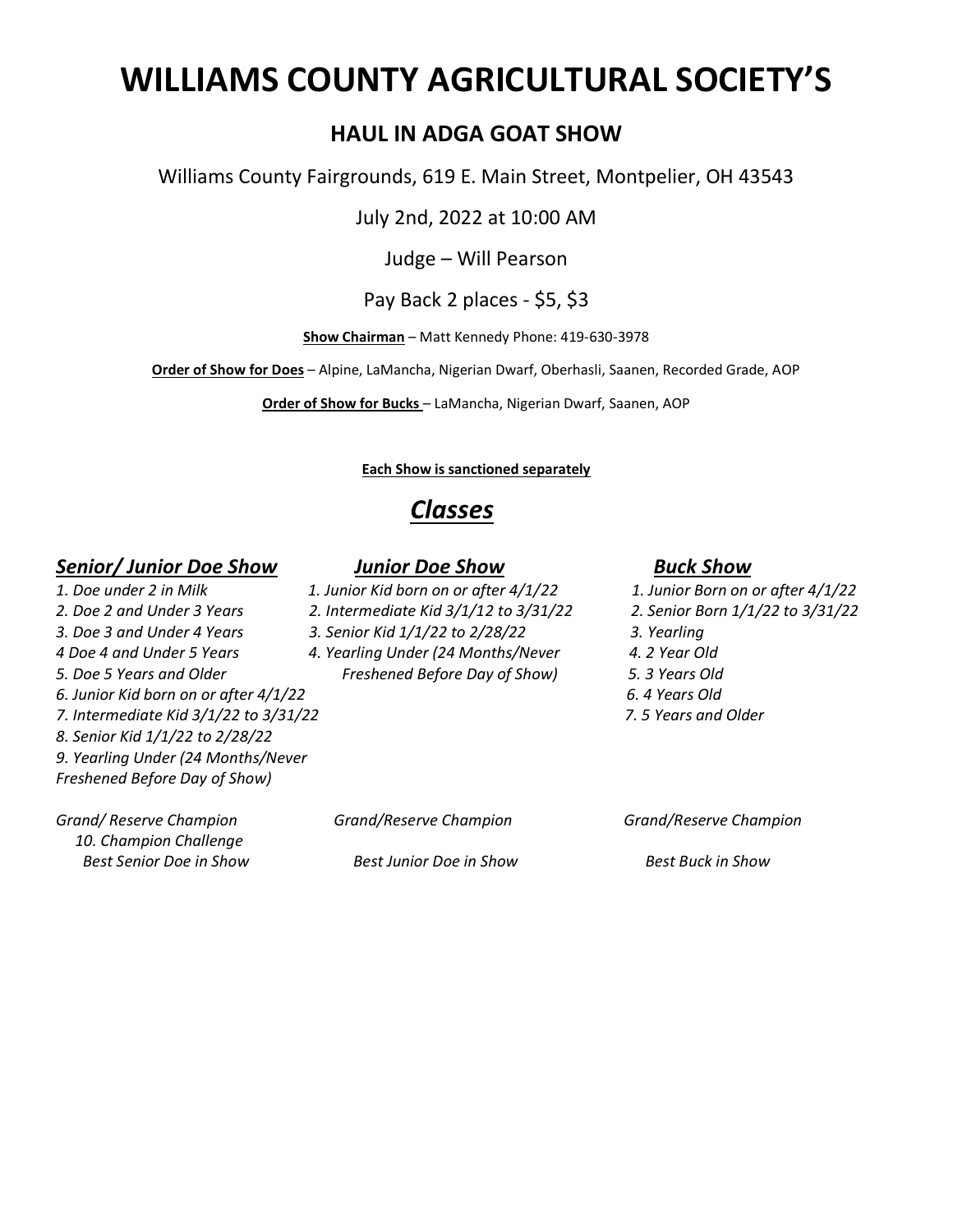# WILLIAMS COUNTY AGRICULTURAL SOCIETY'S

## HAUL IN ADGA GOAT SHOW

Williams County Fairgrounds, 619 E. Main Street, Montpelier, OH 43543

July 2nd, 2022 at 10:00 AM

Judge – Will Pearson

Pay Back 2 places - $5, $3

**Show Chairman** – Matt Kennedy Phone: 419-630-3978

**Order of Show for Does** – Alpine, LaMancha, Nigerian Dwarf, Oberhasli, Saanen, Recorded Grade, AOP

**Order of Show for Bucks** – LaMancha, Nigerian Dwarf, Saanen, AOP

**Each Show is sanctioned separately**

## *Classes*

### *Senior/ Junior Doe Show*

*1. Doe under 2 in Milk*
*2. Doe 2 and Under 3 Years*
*3. Doe 3 and Under 4 Years*
*4 Doe 4 and Under 5 Years*
*5. Doe 5 Years and Older*
*6. Junior Kid born on or after 4/1/22*
*7. Intermediate Kid 3/1/22 to 3/31/22*
*8. Senior Kid 1/1/22 to 2/28/22*
*9. Yearling Under (24 Months/Never Freshened Before Day of Show)*

*Grand/ Reserve Champion*
*10. Champion Challenge*
*Best Senior Doe in Show*

### *Junior Doe Show*

*1. Junior Kid born on or after 4/1/22*
*2. Intermediate Kid 3/1/12 to 3/31/22*
*3. Senior Kid 1/1/22 to 2/28/22*
*4. Yearling Under (24 Months/Never Freshened Before Day of Show)*

*Grand/Reserve Champion*
*Best Junior Doe in Show*

### *Buck Show*

*1. Junior Born on or after 4/1/22*
*2. Senior Born 1/1/22 to 3/31/22*
*3. Yearling*
*4. 2 Year Old*
*5. 3 Years Old*
*6. 4 Years Old*
*7. 5 Years and Older*

*Grand/Reserve Champion*
*Best Buck in Show*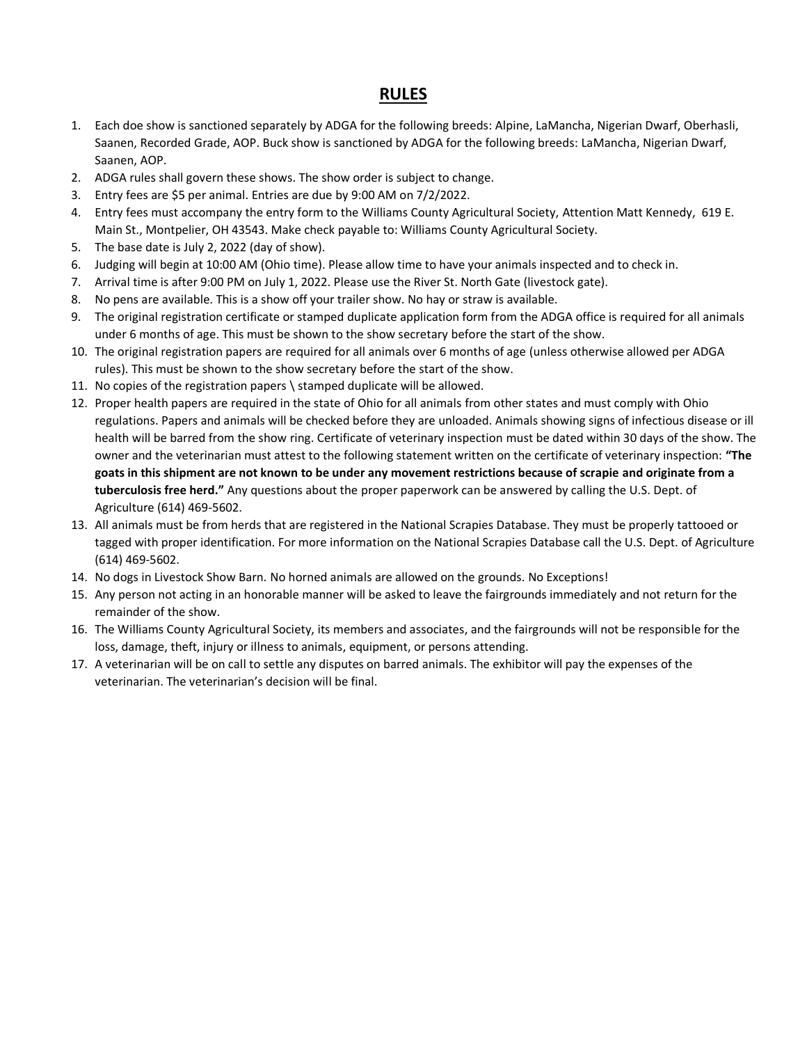# RULES

1. Each doe show is sanctioned separately by ADGA for the following breeds: Alpine, LaMancha, Nigerian Dwarf, Oberhasli, Saanen, Recorded Grade, AOP. Buck show is sanctioned by ADGA for the following breeds: LaMancha, Nigerian Dwarf, Saanen, AOP.
2. ADGA rules shall govern these shows. The show order is subject to change.
3. Entry fees are $5 per animal. Entries are due by 9:00 AM on 7/2/2022.
4. Entry fees must accompany the entry form to the Williams County Agricultural Society, Attention Matt Kennedy, 619 E. Main St., Montpelier, OH 43543. Make check payable to: Williams County Agricultural Society.
5. The base date is July 2, 2022 (day of show).
6. Judging will begin at 10:00 AM (Ohio time). Please allow time to have your animals inspected and to check in.
7. Arrival time is after 9:00 PM on July 1, 2022. Please use the River St. North Gate (livestock gate).
8. No pens are available. This is a show off your trailer show. No hay or straw is available.
9. The original registration certificate or stamped duplicate application form from the ADGA office is required for all animals under 6 months of age. This must be shown to the show secretary before the start of the show.
10. The original registration papers are required for all animals over 6 months of age (unless otherwise allowed per ADGA rules). This must be shown to the show secretary before the start of the show.
11. No copies of the registration papers \ stamped duplicate will be allowed.
12. Proper health papers are required in the state of Ohio for all animals from other states and must comply with Ohio regulations. Papers and animals will be checked before they are unloaded. Animals showing signs of infectious disease or ill health will be barred from the show ring. Certificate of veterinary inspection must be dated within 30 days of the show. The owner and the veterinarian must attest to the following statement written on the certificate of veterinary inspection: **"The goats in this shipment are not known to be under any movement restrictions because of scrapie and originate from a tuberculosis free herd."** Any questions about the proper paperwork can be answered by calling the U.S. Dept. of Agriculture (614) 469-5602.
13. All animals must be from herds that are registered in the National Scrapies Database. They must be properly tattooed or tagged with proper identification. For more information on the National Scrapies Database call the U.S. Dept. of Agriculture (614) 469-5602.
14. No dogs in Livestock Show Barn. No horned animals are allowed on the grounds. No Exceptions!
15. Any person not acting in an honorable manner will be asked to leave the fairgrounds immediately and not return for the remainder of the show.
16. The Williams County Agricultural Society, its members and associates, and the fairgrounds will not be responsible for the loss, damage, theft, injury or illness to animals, equipment, or persons attending.
17. A veterinarian will be on call to settle any disputes on barred animals. The exhibitor will pay the expenses of the veterinarian. The veterinarian's decision will be final.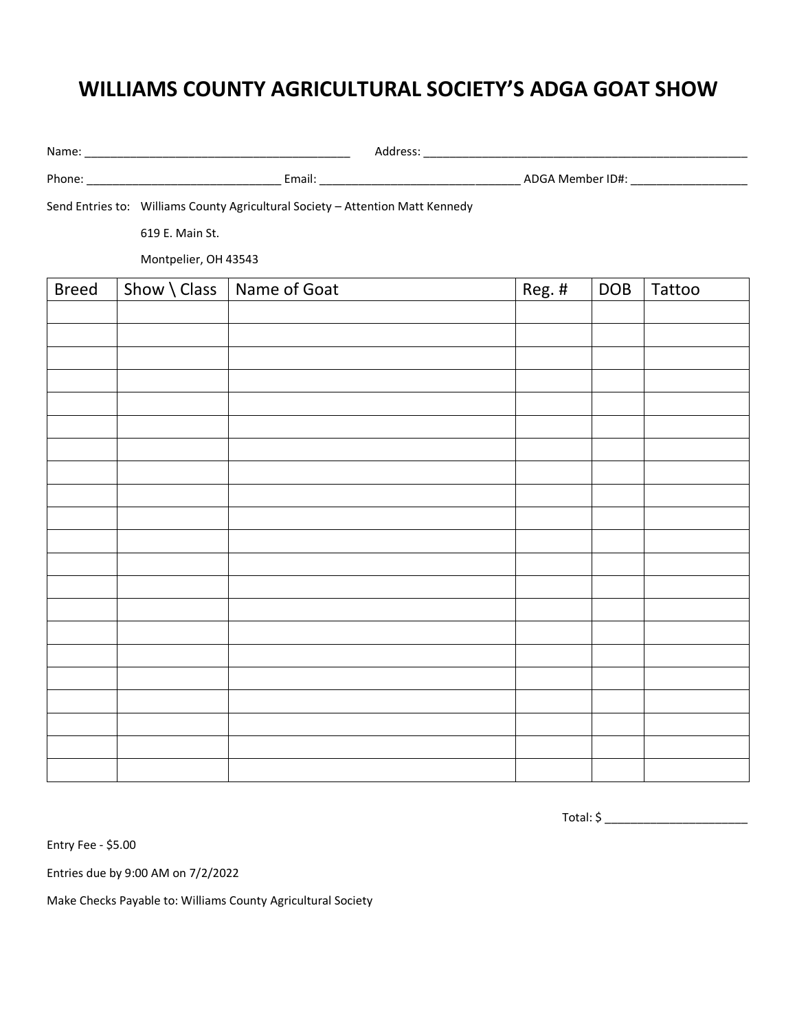# WILLIAMS COUNTY AGRICULTURAL SOCIETY'S ADGA GOAT SHOW

Name: ________________________________________ Address: ____________________________________________________

Phone: ____________________________ Email: ______________________________ ADGA Member ID#: __________________

Send Entries to: Williams County Agricultural Society – Attention Matt Kennedy

619 E. Main St.

Montpelier, OH 43543

| Breed | Show \ Class | Name of Goat | Reg. # | DOB | Tattoo |
|---|---|---|---|---|---|
| | | | | | |
| | | | | | |
| | | | | | |
| | | | | | |
| | | | | | |
| | | | | | |
| | | | | | |
| | | | | | |
| | | | | | |
| | | | | | |
| | | | | | |
| | | | | | |
| | | | | | |
| | | | | | |
| | | | | | |
| | | | | | |
| | | | | | |
| | | | | | |
| | | | | | |
| | | | | | |
| | | | | | |

Total: $ ______________________

Entry Fee - $5.00

Entries due by 9:00 AM on 7/2/2022

Make Checks Payable to: Williams County Agricultural Society